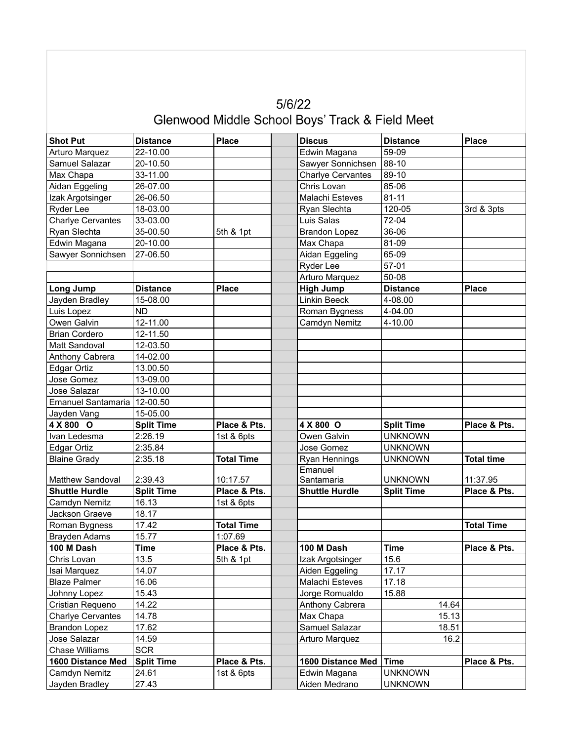# 5/6/22
## Glenwood Middle School Boys' Track & Field Meet

| Shot Put | Distance | Place | | Discus | Distance | Place |
|---|---|---|---|---|---|---|
| Arturo Marquez | 22-10.00 | | | Edwin Magana | 59-09 | |
| Samuel Salazar | 20-10.50 | | | Sawyer Sonnichsen | 88-10 | |
| Max Chapa | 33-11.00 | | | Charlye Cervantes | 89-10 | |
| Aidan Eggeling | 26-07.00 | | | Chris Lovan | 85-06 | |
| Izak Argotsinger | 26-06.50 | | | Malachi Esteves | 81-11 | |
| Ryder Lee | 18-03.00 | | | Ryan Slechta | 120-05 | 3rd & 3pts |
| Charlye Cervantes | 33-03.00 | | | Luis Salas | 72-04 | |
| Ryan Slechta | 35-00.50 | 5th & 1pt | | Brandon Lopez | 36-06 | |
| Edwin Magana | 20-10.00 | | | Max Chapa | 81-09 | |
| Sawyer Sonnichsen | 27-06.50 | | | Aidan Eggeling | 65-09 | |
| | | | | Ryder Lee | 57-01 | |
| | | | | Arturo Marquez | 50-08 | |
| **Long Jump** | **Distance** | **Place** | | **High Jump** | **Distance** | **Place** |
| Jayden Bradley | 15-08.00 | | | Linkin Beeck | 4-08.00 | |
| Luis Lopez | ND | | | Roman Bygness | 4-04.00 | |
| Owen Galvin | 12-11.00 | | | Camdyn Nemitz | 4-10.00 | |
| Brian Cordero | 12-11.50 | | | | | |
| Matt Sandoval | 12-03.50 | | | | | |
| Anthony Cabrera | 14-02.00 | | | | | |
| Edgar Ortiz | 13.00.50 | | | | | |
| Jose Gomez | 13-09.00 | | | | | |
| Jose Salazar | 13-10.00 | | | | | |
| Emanuel Santamaria | 12-00.50 | | | | | |
| Jayden Vang | 15-05.00 | | | | | |
| **4 X 800 O** | **Split Time** | **Place & Pts.** | | **4 X 800 O** | **Split Time** | **Place & Pts.** |
| Ivan Ledesma | 2:26.19 | 1st & 6pts | | Owen Galvin | UNKNOWN | |
| Edgar Ortiz | 2:35.84 | | | Jose Gomez | UNKNOWN | |
| Blaine Grady | 2:35.18 | **Total Time** | | Ryan Hennings | UNKNOWN | **Total time** |
| Matthew Sandoval | 2:39.43 | 10:17.57 | | Emanuel Santamaria | UNKNOWN | 11:37.95 |
| **Shuttle Hurdle** | **Split Time** | **Place & Pts.** | | **Shuttle Hurdle** | **Split Time** | **Place & Pts.** |
| Camdyn Nemitz | 16.13 | 1st & 6pts | | | | |
| Jackson Graeve | 18.17 | | | | | |
| Roman Bygness | 17.42 | **Total Time** | | | | **Total Time** |
| Brayden Adams | 15.77 | 1:07.69 | | | | |
| **100 M Dash** | **Time** | **Place & Pts.** | | **100 M Dash** | **Time** | **Place & Pts.** |
| Chris Lovan | 13.5 | 5th & 1pt | | Izak Argotsinger | 15.6 | |
| Isai Marquez | 14.07 | | | Aiden Eggeling | 17.17 | |
| Blaze Palmer | 16.06 | | | Malachi Esteves | 17.18 | |
| Johnny Lopez | 15.43 | | | Jorge Romualdo | 15.88 | |
| Cristian Requeno | 14.22 | | | Anthony Cabrera | 14.64 | |
| Charlye Cervantes | 14.78 | | | Max Chapa | 15.13 | |
| Brandon Lopez | 17.62 | | | Samuel Salazar | 18.51 | |
| Jose Salazar | 14.59 | | | Arturo Marquez | 16.2 | |
| Chase Williams | SCR | | | | | |
| **1600 Distance Med** | **Split Time** | **Place & Pts.** | | **1600 Distance Med** | **Time** | **Place & Pts.** |
| Camdyn Nemitz | 24.61 | 1st & 6pts | | Edwin Magana | UNKNOWN | |
| Jayden Bradley | 27.43 | | | Aiden Medrano | UNKNOWN | |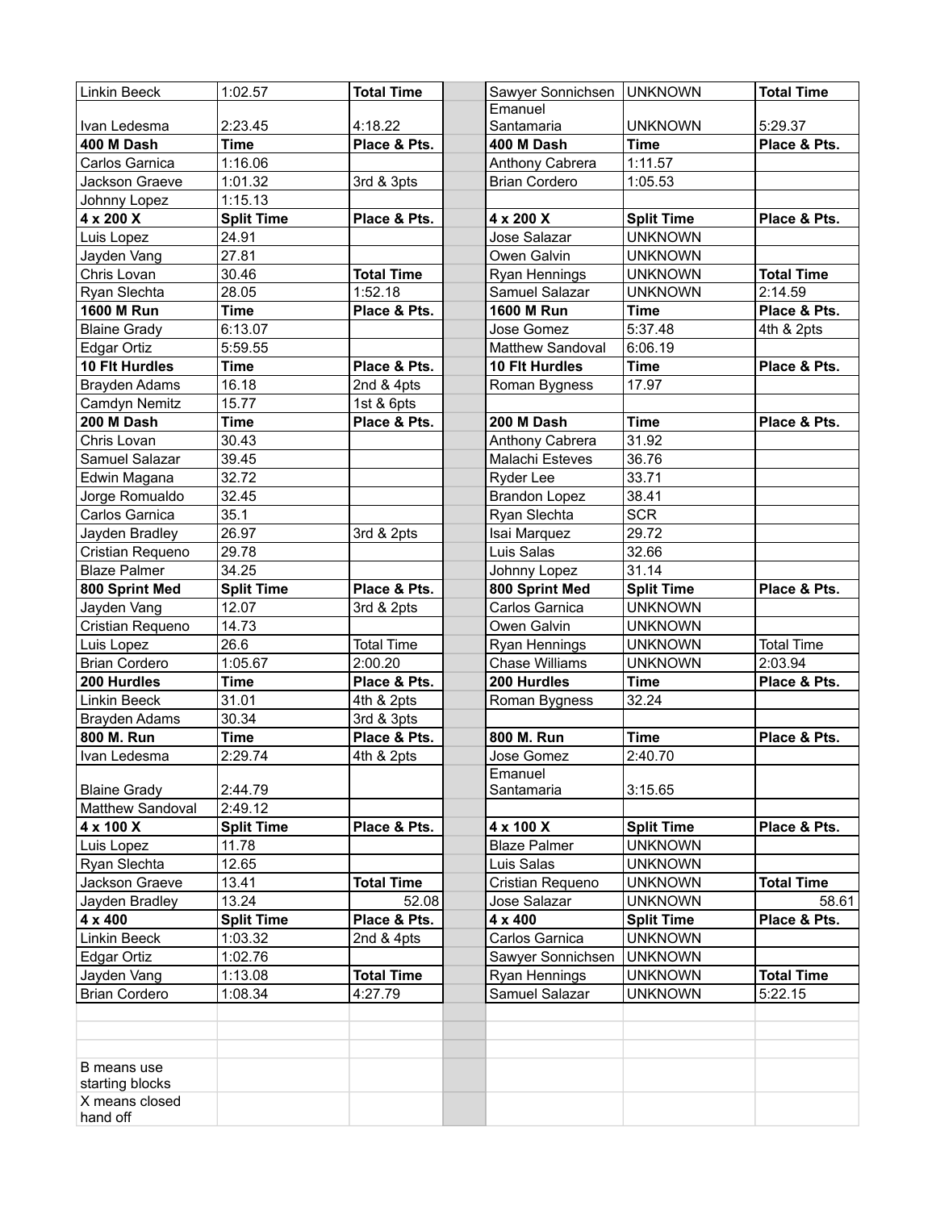| Linkin Beeck | 1:02.57 | **Total Time** | | Sawyer Sonnichsen | UNKNOWN | **Total Time** |
|---|---|---|---|---|---|---|
| Ivan Ledesma | 2:23.45 | 4:18.22 | | Emanuel Santamaria | UNKNOWN | 5:29.37 |
| **400 M Dash** | **Time** | **Place & Pts.** | | **400 M Dash** | **Time** | **Place & Pts.** |
| Carlos Garnica | 1:16.06 | | | Anthony Cabrera | 1:11.57 | |
| Jackson Graeve | 1:01.32 | 3rd & 3pts | | Brian Cordero | 1:05.53 | |
| Johnny Lopez | 1:15.13 | | | | | |
| **4 x 200 X** | **Split Time** | **Place & Pts.** | | **4 x 200 X** | **Split Time** | **Place & Pts.** |
| Luis Lopez | 24.91 | | | Jose Salazar | UNKNOWN | |
| Jayden Vang | 27.81 | | | Owen Galvin | UNKNOWN | |
| Chris Lovan | 30.46 | **Total Time** | | Ryan Hennings | UNKNOWN | **Total Time** |
| Ryan Slechta | 28.05 | 1:52.18 | | Samuel Salazar | UNKNOWN | 2:14.59 |
| **1600 M Run** | **Time** | **Place & Pts.** | | **1600 M Run** | **Time** | **Place & Pts.** |
| Blaine Grady | 6:13.07 | | | Jose Gomez | 5:37.48 | 4th & 2pts |
| Edgar Ortiz | 5:59.55 | | | Matthew Sandoval | 6:06.19 | |
| **10 Flt Hurdles** | **Time** | **Place & Pts.** | | **10 Flt Hurdles** | **Time** | **Place & Pts.** |
| Brayden Adams | 16.18 | 2nd & 4pts | | Roman Bygness | 17.97 | |
| Camdyn Nemitz | 15.77 | 1st & 6pts | | | | |
| **200 M Dash** | **Time** | **Place & Pts.** | | **200 M Dash** | **Time** | **Place & Pts.** |
| Chris Lovan | 30.43 | | | Anthony Cabrera | 31.92 | |
| Samuel Salazar | 39.45 | | | Malachi Esteves | 36.76 | |
| Edwin Magana | 32.72 | | | Ryder Lee | 33.71 | |
| Jorge Romualdo | 32.45 | | | Brandon Lopez | 38.41 | |
| Carlos Garnica | 35.1 | | | Ryan Slechta | SCR | |
| Jayden Bradley | 26.97 | 3rd & 2pts | | Isai Marquez | 29.72 | |
| Cristian Requeno | 29.78 | | | Luis Salas | 32.66 | |
| Blaze Palmer | 34.25 | | | Johnny Lopez | 31.14 | |
| **800 Sprint Med** | **Split Time** | **Place & Pts.** | | **800 Sprint Med** | **Split Time** | **Place & Pts.** |
| Jayden Vang | 12.07 | 3rd & 2pts | | Carlos Garnica | UNKNOWN | |
| Cristian Requeno | 14.73 | | | Owen Galvin | UNKNOWN | |
| Luis Lopez | 26.6 | Total Time | | Ryan Hennings | UNKNOWN | Total Time |
| Brian Cordero | 1:05.67 | 2:00.20 | | Chase Williams | UNKNOWN | 2:03.94 |
| **200 Hurdles** | **Time** | **Place & Pts.** | | **200 Hurdles** | **Time** | **Place & Pts.** |
| Linkin Beeck | 31.01 | 4th & 2pts | | Roman Bygness | 32.24 | |
| Brayden Adams | 30.34 | 3rd & 3pts | | | | |
| **800 M. Run** | **Time** | **Place & Pts.** | | **800 M. Run** | **Time** | **Place & Pts.** |
| Ivan Ledesma | 2:29.74 | 4th & 2pts | | Jose Gomez | 2:40.70 | |
| Blaine Grady | 2:44.79 | | | Emanuel Santamaria | 3:15.65 | |
| Matthew Sandoval | 2:49.12 | | | | | |
| **4 x 100 X** | **Split Time** | **Place & Pts.** | | **4 x 100 X** | **Split Time** | **Place & Pts.** |
| Luis Lopez | 11.78 | | | Blaze Palmer | UNKNOWN | |
| Ryan Slechta | 12.65 | | | Luis Salas | UNKNOWN | |
| Jackson Graeve | 13.41 | **Total Time** | | Cristian Requeno | UNKNOWN | **Total Time** |
| Jayden Bradley | 13.24 | 52.08 | | Jose Salazar | UNKNOWN | 58.61 |
| **4 x 400** | **Split Time** | **Place & Pts.** | | **4 x 400** | **Split Time** | **Place & Pts.** |
| Linkin Beeck | 1:03.32 | 2nd & 4pts | | Carlos Garnica | UNKNOWN | |
| Edgar Ortiz | 1:02.76 | | | Sawyer Sonnichsen | UNKNOWN | |
| Jayden Vang | 1:13.08 | **Total Time** | | Ryan Hennings | UNKNOWN | **Total Time** |
| Brian Cordero | 1:08.34 | 4:27.79 | | Samuel Salazar | UNKNOWN | 5:22.15 |
| | | | | | | |
| | | | | | | |
| | | | | | | |
| B means use starting blocks | | | | | | |
| X means closed hand off | | | | | | |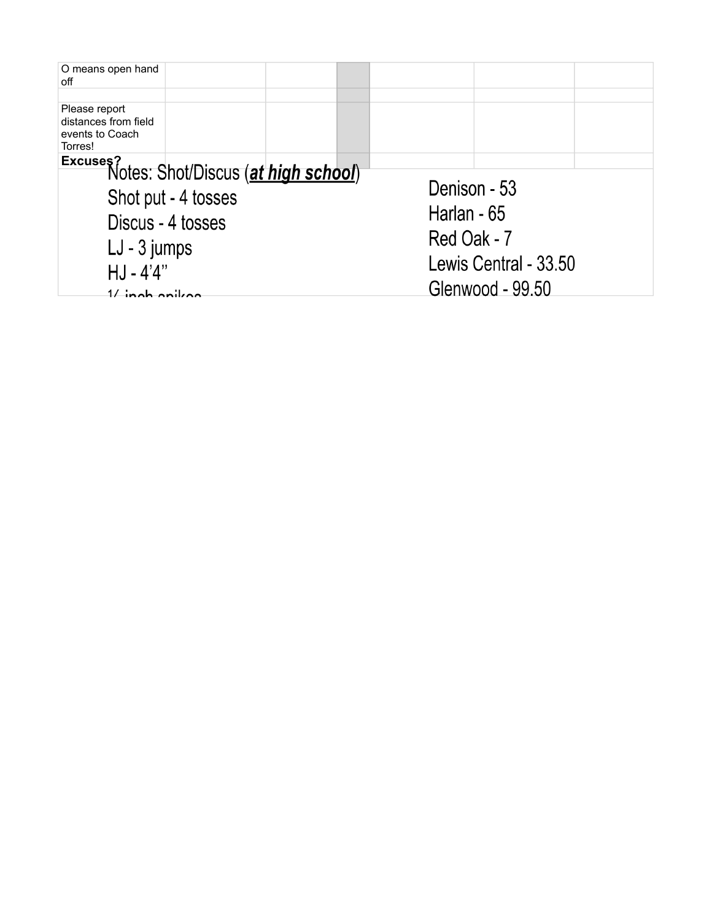| | | | | | | |
|---|---|---|---|---|---|---|
| O means open hand off | | | | | | |
| | | | | | | |
| Please report distances from field events to Coach Torres! | | | | | | |
| **Excuses?** | | | | | | |

Notes: Shot/Discus (***at high school***)

Shot put - 4 tosses

Discus - 4 tosses

LJ - 3 jumps

HJ - 4’4”

¼ inch spikes

Denison - 53

Harlan - 65

Red Oak - 7

Lewis Central - 33.50

Glenwood - 99.50